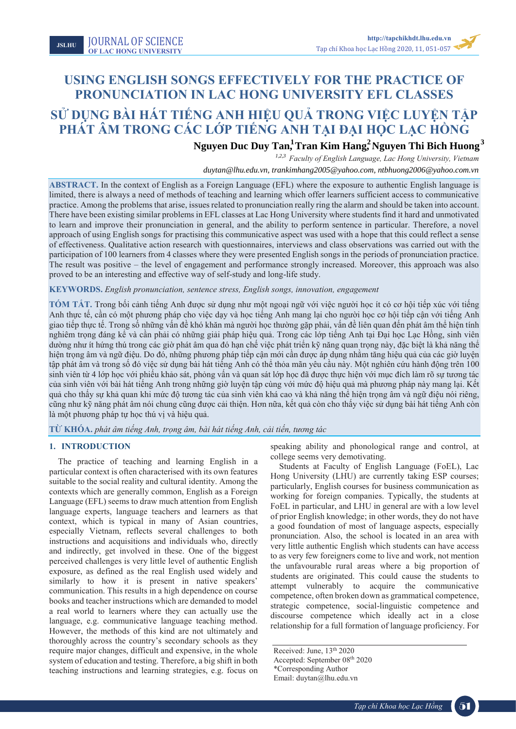# USING ENGLISH SONGS EFFECTIVELY FOR THE PRACTICE OF PRONUNCIATION IN LAC HONG UNIVERSITY EFL CLASSES

# SỬ DỤNG BÀI HÁT TIẾNG ANH HIỆU QUẢ TRONG VIỆC LUYỆN TẬP PHÁT ÂM TRONG CÁC LỚP TIẾNG ANH TẠI ĐẠI HỌC LẠC HỒNG

**Nguyen Duc Duy Tan[1], Tran Kim Hang[2], Nguyen Thi Bich Huong[3]**

[1,2,3] *Faculty of English Language, Lac Hong University, Vietnam*

*duytan@lhu.edu.vn, trankimhang2005@yahoo.com, ntbhuong2006@yahoo.com.vn*

**ABSTRACT.** In the context of English as a Foreign Language (EFL) where the exposure to authentic English language is limited, there is always a need of methods of teaching and learning which offer learners sufficient access to communicative practice. Among the problems that arise, issues related to pronunciation really ring the alarm and should be taken into account. There have been existing similar problems in EFL classes at Lac Hong University where students find it hard and unmotivated to learn and improve their pronunciation in general, and the ability to perform sentence in particular. Therefore, a novel approach of using English songs for practising this communicative aspect was used with a hope that this could reflect a sense of effectiveness. Qualitative action research with questionnaires, interviews and class observations was carried out with the participation of 100 learners from 4 classes where they were presented English songs in the periods of pronunciation practice. The result was positive – the level of engagement and performance strongly increased. Moreover, this approach was also proved to be an interesting and effective way of self-study and long-life study.

**KEYWORDS.** *English pronunciation, sentence stress, English songs, innovation, engagement*

**TÓM TẮT.** Trong bối cảnh tiếng Anh được sử dụng như một ngoại ngữ với việc người học ít có cơ hội tiếp xúc với tiếng Anh thực tế, cần có một phương pháp cho việc dạy và học tiếng Anh mang lại cho người học cơ hội tiếp cận với tiếng Anh giao tiếp thực tế. Trong số những vấn đề khó khăn mà người học thường gặp phải, vấn đề liên quan đến phát âm thể hiện tính nghiêm trọng đáng kể và cần phải có những giải pháp hiệu quả. Trong các lớp tiếng Anh tại Đại học Lạc Hồng, sinh viên dường như ít hứng thú trong các giờ phát âm qua đó hạn chế việc phát triển kỹ năng quan trọng này, đặc biệt là khả năng thể hiện trọng âm và ngữ điệu. Do đó, những phương pháp tiếp cận mới cần được áp dụng nhằm tăng hiệu quả của các giờ luyện tập phát âm và trong số đó việc sử dụng bài hát tiếng Anh có thể thỏa mãn yêu cầu này. Một nghiên cứu hành động trên 100 sinh viên từ 4 lớp học với phiếu khảo sát, phỏng vấn và quan sát lớp học đã được thực hiện với mục đích làm rõ sự tương tác của sinh viên với bài hát tiếng Anh trong những giờ luyện tập cùng với mức độ hiệu quả mà phương pháp này mang lại. Kết quả cho thấy sự khả quan khi mức độ tương tác của sinh viên khá cao và khả năng thể hiện trọng âm và ngữ điệu nói riêng, cũng như kỹ năng phát âm nói chung cũng được cải thiện. Hơn nữa, kết quả còn cho thấy việc sử dụng bài hát tiếng Anh còn là một phương pháp tự học thú vị và hiệu quả.

**TỪ KHÓA.** *phát âm tiếng Anh, trọng âm, bài hát tiếng Anh, cải tiến, tương tác*

## 1. INTRODUCTION

The practice of teaching and learning English in a particular context is often characterised with its own features suitable to the social reality and cultural identity. Among the contexts which are generally common, English as a Foreign Language (EFL) seems to draw much attention from English language experts, language teachers and learners as that context, which is typical in many of Asian countries, especially Vietnam, reflects several challenges to both instructions and acquisitions and individuals who, directly and indirectly, get involved in these. One of the biggest perceived challenges is very little level of authentic English exposure, as defined as the real English used widely and similarly to how it is present in native speakers' communication. This results in a high dependence on course books and teacher instructions which are demanded to model a real world to learners where they can actually use the language, e.g. communicative language teaching method. However, the methods of this kind are not ultimately and thoroughly across the country's secondary schools as they require major changes, difficult and expensive, in the whole system of education and testing. Therefore, a big shift in both teaching instructions and learning strategies, e.g. focus on speaking ability and phonological range and control, at college seems very demotivating.

Students at Faculty of English Language (FoEL), Lac Hong University (LHU) are currently taking ESP courses; particularly, English courses for business communication as working for foreign companies. Typically, the students at FoEL in particular, and LHU in general are with a low level of prior English knowledge; in other words, they do not have a good foundation of most of language aspects, especially pronunciation. Also, the school is located in an area with very little authentic English which students can have access to as very few foreigners come to live and work, not mention the unfavourable rural areas where a big proportion of students are originated. This could cause the students to attempt vulnerably to acquire the communicative competence, often broken down as grammatical competence, strategic competence, social-linguistic competence and discourse competence which ideally act in a close relationship for a full formation of language proficiency. For

Received: June, 13th 2020
Accepted: September 08th 2020
*Corresponding Author
Email: duytan@lhu.edu.vn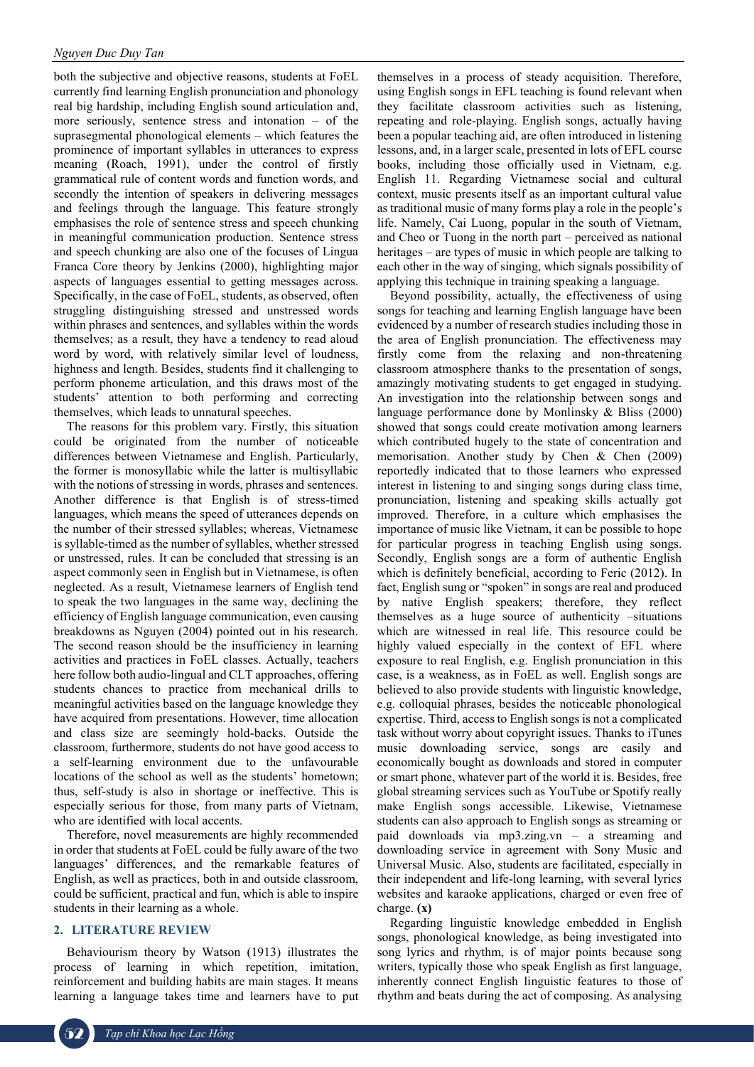both the subjective and objective reasons, students at FoEL currently find learning English pronunciation and phonology real big hardship, including English sound articulation and, more seriously, sentence stress and intonation – of the suprasegmental phonological elements – which features the prominence of important syllables in utterances to express meaning (Roach, 1991), under the control of firstly grammatical rule of content words and function words, and secondly the intention of speakers in delivering messages and feelings through the language. This feature strongly emphasises the role of sentence stress and speech chunking in meaningful communication production. Sentence stress and speech chunking are also one of the focuses of Lingua Franca Core theory by Jenkins (2000), highlighting major aspects of languages essential to getting messages across. Specifically, in the case of FoEL, students, as observed, often struggling distinguishing stressed and unstressed words within phrases and sentences, and syllables within the words themselves; as a result, they have a tendency to read aloud word by word, with relatively similar level of loudness, highness and length. Besides, students find it challenging to perform phoneme articulation, and this draws most of the students' attention to both performing and correcting themselves, which leads to unnatural speeches.

The reasons for this problem vary. Firstly, this situation could be originated from the number of noticeable differences between Vietnamese and English. Particularly, the former is monosyllabic while the latter is multisyllabic with the notions of stressing in words, phrases and sentences. Another difference is that English is of stress-timed languages, which means the speed of utterances depends on the number of their stressed syllables; whereas, Vietnamese is syllable-timed as the number of syllables, whether stressed or unstressed, rules. It can be concluded that stressing is an aspect commonly seen in English but in Vietnamese, is often neglected. As a result, Vietnamese learners of English tend to speak the two languages in the same way, declining the efficiency of English language communication, even causing breakdowns as Nguyen (2004) pointed out in his research. The second reason should be the insufficiency in learning activities and practices in FoEL classes. Actually, teachers here follow both audio-lingual and CLT approaches, offering students chances to practice from mechanical drills to meaningful activities based on the language knowledge they have acquired from presentations. However, time allocation and class size are seemingly hold-backs. Outside the classroom, furthermore, students do not have good access to a self-learning environment due to the unfavourable locations of the school as well as the students' hometown; thus, self-study is also in shortage or ineffective. This is especially serious for those, from many parts of Vietnam, who are identified with local accents.

Therefore, novel measurements are highly recommended in order that students at FoEL could be fully aware of the two languages' differences, and the remarkable features of English, as well as practices, both in and outside classroom, could be sufficient, practical and fun, which is able to inspire students in their learning as a whole.

## 2. LITERATURE REVIEW

Behaviourism theory by Watson (1913) illustrates the process of learning in which repetition, imitation, reinforcement and building habits are main stages. It means learning a language takes time and learners have to put themselves in a process of steady acquisition. Therefore, using English songs in EFL teaching is found relevant when they facilitate classroom activities such as listening, repeating and role-playing. English songs, actually having been a popular teaching aid, are often introduced in listening lessons, and, in a larger scale, presented in lots of EFL course books, including those officially used in Vietnam, e.g. English 11. Regarding Vietnamese social and cultural context, music presents itself as an important cultural value as traditional music of many forms play a role in the people's life. Namely, Cai Luong, popular in the south of Vietnam, and Cheo or Tuong in the north part – perceived as national heritages – are types of music in which people are talking to each other in the way of singing, which signals possibility of applying this technique in training speaking a language.

Beyond possibility, actually, the effectiveness of using songs for teaching and learning English language have been evidenced by a number of research studies including those in the area of English pronunciation. The effectiveness may firstly come from the relaxing and non-threatening classroom atmosphere thanks to the presentation of songs, amazingly motivating students to get engaged in studying. An investigation into the relationship between songs and language performance done by Monlinsky & Bliss (2000) showed that songs could create motivation among learners which contributed hugely to the state of concentration and memorisation. Another study by Chen & Chen (2009) reportedly indicated that to those learners who expressed interest in listening to and singing songs during class time, pronunciation, listening and speaking skills actually got improved. Therefore, in a culture which emphasises the importance of music like Vietnam, it can be possible to hope for particular progress in teaching English using songs. Secondly, English songs are a form of authentic English which is definitely beneficial, according to Feric (2012). In fact, English sung or "spoken" in songs are real and produced by native English speakers; therefore, they reflect themselves as a huge source of authenticity –situations which are witnessed in real life. This resource could be highly valued especially in the context of EFL where exposure to real English, e.g. English pronunciation in this case, is a weakness, as in FoEL as well. English songs are believed to also provide students with linguistic knowledge, e.g. colloquial phrases, besides the noticeable phonological expertise. Third, access to English songs is not a complicated task without worry about copyright issues. Thanks to iTunes music downloading service, songs are easily and economically bought as downloads and stored in computer or smart phone, whatever part of the world it is. Besides, free global streaming services such as YouTube or Spotify really make English songs accessible. Likewise, Vietnamese students can also approach to English songs as streaming or paid downloads via mp3.zing.vn – a streaming and downloading service in agreement with Sony Music and Universal Music. Also, students are facilitated, especially in their independent and life-long learning, with several lyrics websites and karaoke applications, charged or even free of charge. **(x)**

Regarding linguistic knowledge embedded in English songs, phonological knowledge, as being investigated into song lyrics and rhythm, is of major points because song writers, typically those who speak English as first language, inherently connect English linguistic features to those of rhythm and beats during the act of composing. As analysing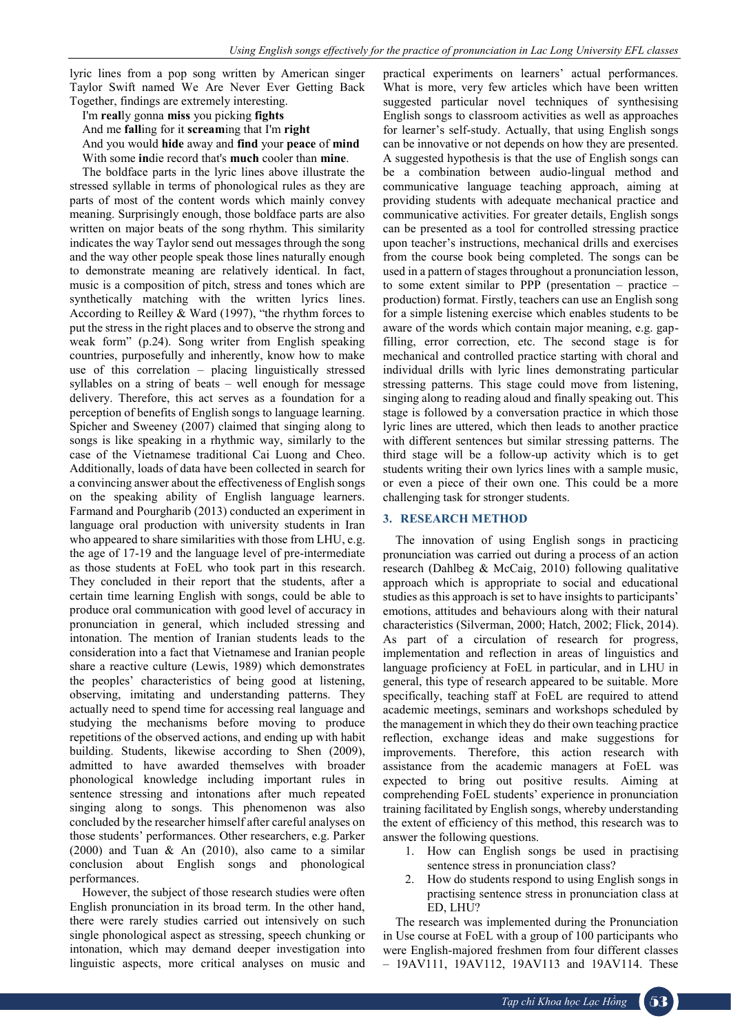lyric lines from a pop song written by American singer Taylor Swift named We Are Never Ever Getting Back Together, findings are extremely interesting.

I'm **real**ly gonna **miss** you picking **fights**
And me **fall**ing for it **scream**ing that I'm **right**
And you would **hide** away and **find** your **peace** of **mind**
With some **in**die record that's **much** cooler than **mine**.

The boldface parts in the lyric lines above illustrate the stressed syllable in terms of phonological rules as they are parts of most of the content words which mainly convey meaning. Surprisingly enough, those boldface parts are also written on major beats of the song rhythm. This similarity indicates the way Taylor send out messages through the song and the way other people speak those lines naturally enough to demonstrate meaning are relatively identical. In fact, music is a composition of pitch, stress and tones which are synthetically matching with the written lyrics lines. According to Reilley & Ward (1997), "the rhythm forces to put the stress in the right places and to observe the strong and weak form" (p.24). Song writer from English speaking countries, purposefully and inherently, know how to make use of this correlation – placing linguistically stressed syllables on a string of beats – well enough for message delivery. Therefore, this act serves as a foundation for a perception of benefits of English songs to language learning. Spicher and Sweeney (2007) claimed that singing along to songs is like speaking in a rhythmic way, similarly to the case of the Vietnamese traditional Cai Luong and Cheo. Additionally, loads of data have been collected in search for a convincing answer about the effectiveness of English songs on the speaking ability of English language learners. Farmand and Pourgharib (2013) conducted an experiment in language oral production with university students in Iran who appeared to share similarities with those from LHU, e.g. the age of 17-19 and the language level of pre-intermediate as those students at FoEL who took part in this research. They concluded in their report that the students, after a certain time learning English with songs, could be able to produce oral communication with good level of accuracy in pronunciation in general, which included stressing and intonation. The mention of Iranian students leads to the consideration into a fact that Vietnamese and Iranian people share a reactive culture (Lewis, 1989) which demonstrates the peoples' characteristics of being good at listening, observing, imitating and understanding patterns. They actually need to spend time for accessing real language and studying the mechanisms before moving to produce repetitions of the observed actions, and ending up with habit building. Students, likewise according to Shen (2009), admitted to have awarded themselves with broader phonological knowledge including important rules in sentence stressing and intonations after much repeated singing along to songs. This phenomenon was also concluded by the researcher himself after careful analyses on those students' performances. Other researchers, e.g. Parker (2000) and Tuan & An (2010), also came to a similar conclusion about English songs and phonological performances.

However, the subject of those research studies were often English pronunciation in its broad term. In the other hand, there were rarely studies carried out intensively on such single phonological aspect as stressing, speech chunking or intonation, which may demand deeper investigation into linguistic aspects, more critical analyses on music and practical experiments on learners' actual performances. What is more, very few articles which have been written suggested particular novel techniques of synthesising English songs to classroom activities as well as approaches for learner's self-study. Actually, that using English songs can be innovative or not depends on how they are presented. A suggested hypothesis is that the use of English songs can be a combination between audio-lingual method and communicative language teaching approach, aiming at providing students with adequate mechanical practice and communicative activities. For greater details, English songs can be presented as a tool for controlled stressing practice upon teacher's instructions, mechanical drills and exercises from the course book being completed. The songs can be used in a pattern of stages throughout a pronunciation lesson, to some extent similar to PPP (presentation – practice – production) format. Firstly, teachers can use an English song for a simple listening exercise which enables students to be aware of the words which contain major meaning, e.g. gap-filling, error correction, etc. The second stage is for mechanical and controlled practice starting with choral and individual drills with lyric lines demonstrating particular stressing patterns. This stage could move from listening, singing along to reading aloud and finally speaking out. This stage is followed by a conversation practice in which those lyric lines are uttered, which then leads to another practice with different sentences but similar stressing patterns. The third stage will be a follow-up activity which is to get students writing their own lyrics lines with a sample music, or even a piece of their own one. This could be a more challenging task for stronger students.

## 3. RESEARCH METHOD

The innovation of using English songs in practicing pronunciation was carried out during a process of an action research (Dahlbeg & McCaig, 2010) following qualitative approach which is appropriate to social and educational studies as this approach is set to have insights to participants' emotions, attitudes and behaviours along with their natural characteristics (Silverman, 2000; Hatch, 2002; Flick, 2014). As part of a circulation of research for progress, implementation and reflection in areas of linguistics and language proficiency at FoEL in particular, and in LHU in general, this type of research appeared to be suitable. More specifically, teaching staff at FoEL are required to attend academic meetings, seminars and workshops scheduled by the management in which they do their own teaching practice reflection, exchange ideas and make suggestions for improvements. Therefore, this action research with assistance from the academic managers at FoEL was expected to bring out positive results. Aiming at comprehending FoEL students' experience in pronunciation training facilitated by English songs, whereby understanding the extent of efficiency of this method, this research was to answer the following questions.

1. How can English songs be used in practising sentence stress in pronunciation class?
2. How do students respond to using English songs in practising sentence stress in pronunciation class at ED, LHU?

The research was implemented during the Pronunciation in Use course at FoEL with a group of 100 participants who were English-majored freshmen from four different classes – 19AV111, 19AV112, 19AV113 and 19AV114. These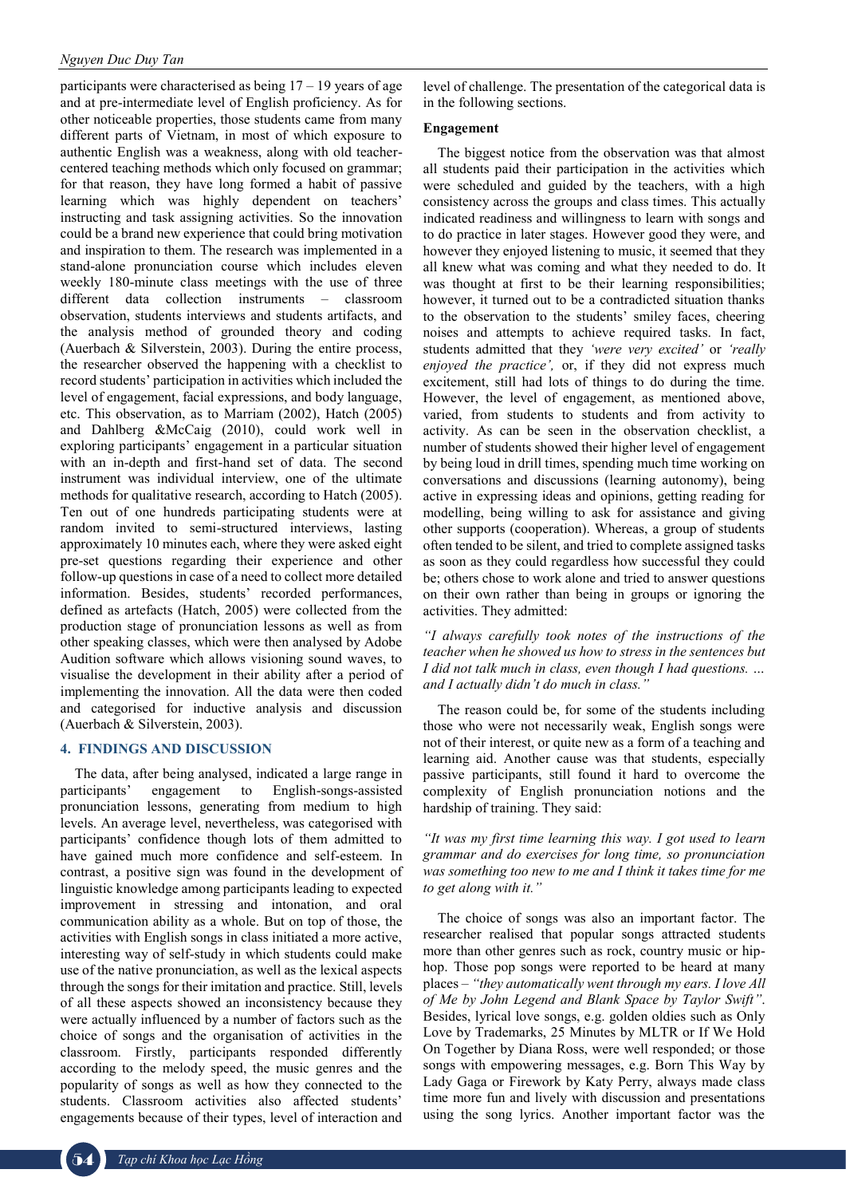participants were characterised as being 17 – 19 years of age and at pre-intermediate level of English proficiency. As for other noticeable properties, those students came from many different parts of Vietnam, in most of which exposure to authentic English was a weakness, along with old teacher-centered teaching methods which only focused on grammar; for that reason, they have long formed a habit of passive learning which was highly dependent on teachers' instructing and task assigning activities. So the innovation could be a brand new experience that could bring motivation and inspiration to them. The research was implemented in a stand-alone pronunciation course which includes eleven weekly 180-minute class meetings with the use of three different data collection instruments – classroom observation, students interviews and students artifacts, and the analysis method of grounded theory and coding (Auerbach & Silverstein, 2003). During the entire process, the researcher observed the happening with a checklist to record students' participation in activities which included the level of engagement, facial expressions, and body language, etc. This observation, as to Marriam (2002), Hatch (2005) and Dahlberg &McCaig (2010), could work well in exploring participants' engagement in a particular situation with an in-depth and first-hand set of data. The second instrument was individual interview, one of the ultimate methods for qualitative research, according to Hatch (2005). Ten out of one hundreds participating students were at random invited to semi-structured interviews, lasting approximately 10 minutes each, where they were asked eight pre-set questions regarding their experience and other follow-up questions in case of a need to collect more detailed information. Besides, students' recorded performances, defined as artefacts (Hatch, 2005) were collected from the production stage of pronunciation lessons as well as from other speaking classes, which were then analysed by Adobe Audition software which allows visioning sound waves, to visualise the development in their ability after a period of implementing the innovation. All the data were then coded and categorised for inductive analysis and discussion (Auerbach & Silverstein, 2003).

## 4. FINDINGS AND DISCUSSION

The data, after being analysed, indicated a large range in participants' engagement to English-songs-assisted pronunciation lessons, generating from medium to high levels. An average level, nevertheless, was categorised with participants' confidence though lots of them admitted to have gained much more confidence and self-esteem. In contrast, a positive sign was found in the development of linguistic knowledge among participants leading to expected improvement in stressing and intonation, and oral communication ability as a whole. But on top of those, the activities with English songs in class initiated a more active, interesting way of self-study in which students could make use of the native pronunciation, as well as the lexical aspects through the songs for their imitation and practice. Still, levels of all these aspects showed an inconsistency because they were actually influenced by a number of factors such as the choice of songs and the organisation of activities in the classroom. Firstly, participants responded differently according to the melody speed, the music genres and the popularity of songs as well as how they connected to the students. Classroom activities also affected students' engagements because of their types, level of interaction and level of challenge. The presentation of the categorical data is in the following sections.

### Engagement

The biggest notice from the observation was that almost all students paid their participation in the activities which were scheduled and guided by the teachers, with a high consistency across the groups and class times. This actually indicated readiness and willingness to learn with songs and to do practice in later stages. However good they were, and however they enjoyed listening to music, it seemed that they all knew what was coming and what they needed to do. It was thought at first to be their learning responsibilities; however, it turned out to be a contradicted situation thanks to the observation to the students' smiley faces, cheering noises and attempts to achieve required tasks. In fact, students admitted that they *'were very excited'* or *'really enjoyed the practice',* or, if they did not express much excitement, still had lots of things to do during the time. However, the level of engagement, as mentioned above, varied, from students to students and from activity to activity. As can be seen in the observation checklist, a number of students showed their higher level of engagement by being loud in drill times, spending much time working on conversations and discussions (learning autonomy), being active in expressing ideas and opinions, getting reading for modelling, being willing to ask for assistance and giving other supports (cooperation). Whereas, a group of students often tended to be silent, and tried to complete assigned tasks as soon as they could regardless how successful they could be; others chose to work alone and tried to answer questions on their own rather than being in groups or ignoring the activities. They admitted:

*"I always carefully took notes of the instructions of the teacher when he showed us how to stress in the sentences but I did not talk much in class, even though I had questions. … and I actually didn't do much in class."*

The reason could be, for some of the students including those who were not necessarily weak, English songs were not of their interest, or quite new as a form of a teaching and learning aid. Another cause was that students, especially passive participants, still found it hard to overcome the complexity of English pronunciation notions and the hardship of training. They said:

*"It was my first time learning this way. I got used to learn grammar and do exercises for long time, so pronunciation was something too new to me and I think it takes time for me to get along with it."*

The choice of songs was also an important factor. The researcher realised that popular songs attracted students more than other genres such as rock, country music or hip-hop. Those pop songs were reported to be heard at many places – *"they automatically went through my ears. I love All of Me by John Legend and Blank Space by Taylor Swift".* Besides, lyrical love songs, e.g. golden oldies such as Only Love by Trademarks, 25 Minutes by MLTR or If We Hold On Together by Diana Ross, were well responded; or those songs with empowering messages, e.g. Born This Way by Lady Gaga or Firework by Katy Perry, always made class time more fun and lively with discussion and presentations using the song lyrics. Another important factor was the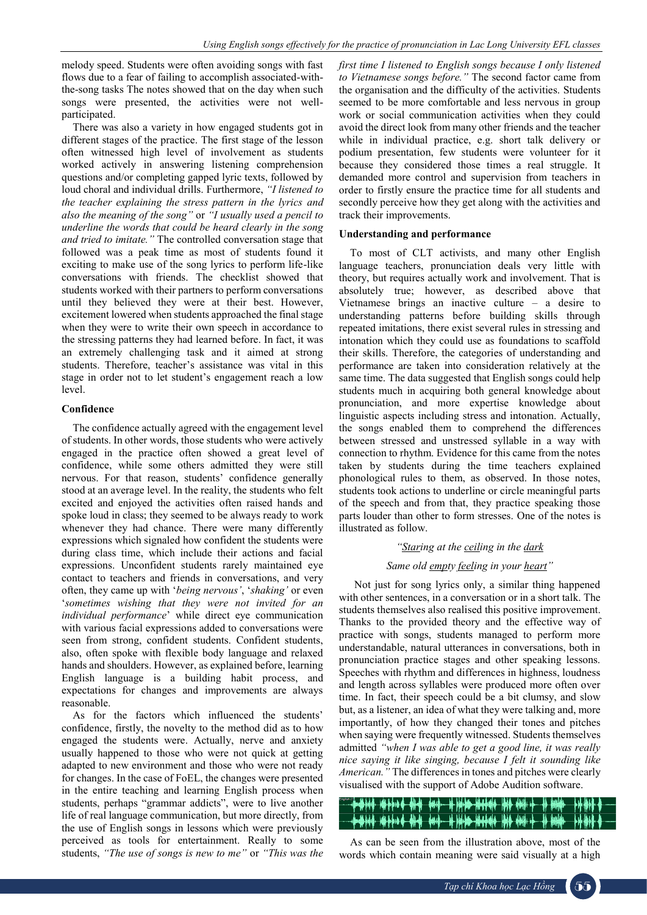melody speed. Students were often avoiding songs with fast flows due to a fear of failing to accomplish associated-with-the-song tasks The notes showed that on the day when such songs were presented, the activities were not well-participated.

There was also a variety in how engaged students got in different stages of the practice. The first stage of the lesson often witnessed high level of involvement as students worked actively in answering listening comprehension questions and/or completing gapped lyric texts, followed by loud choral and individual drills. Furthermore, *"I listened to the teacher explaining the stress pattern in the lyrics and also the meaning of the song"* or *"I usually used a pencil to underline the words that could be heard clearly in the song and tried to imitate."* The controlled conversation stage that followed was a peak time as most of students found it exciting to make use of the song lyrics to perform life-like conversations with friends. The checklist showed that students worked with their partners to perform conversations until they believed they were at their best. However, excitement lowered when students approached the final stage when they were to write their own speech in accordance to the stressing patterns they had learned before. In fact, it was an extremely challenging task and it aimed at strong students. Therefore, teacher's assistance was vital in this stage in order not to let student's engagement reach a low level.

**Confidence**

The confidence actually agreed with the engagement level of students. In other words, those students who were actively engaged in the practice often showed a great level of confidence, while some others admitted they were still nervous. For that reason, students' confidence generally stood at an average level. In the reality, the students who felt excited and enjoyed the activities often raised hands and spoke loud in class; they seemed to be always ready to work whenever they had chance. There were many differently expressions which signaled how confident the students were during class time, which include their actions and facial expressions. Unconfident students rarely maintained eye contact to teachers and friends in conversations, and very often, they came up with '*being nervous*', '*shaking'* or even '*sometimes wishing that they were not invited for an individual performance*' while direct eye communication with various facial expressions added to conversations were seen from strong, confident students. Confident students, also, often spoke with flexible body language and relaxed hands and shoulders. However, as explained before, learning English language is a building habit process, and expectations for changes and improvements are always reasonable.

As for the factors which influenced the students' confidence, firstly, the novelty to the method did as to how engaged the students were. Actually, nerve and anxiety usually happened to those who were not quick at getting adapted to new environment and those who were not ready for changes. In the case of FoEL, the changes were presented in the entire teaching and learning English process when students, perhaps "grammar addicts", were to live another life of real language communication, but more directly, from the use of English songs in lessons which were previously perceived as tools for entertainment. Really to some students, *"The use of songs is new to me"* or *"This was the first time I listened to English songs because I only listened to Vietnamese songs before."* The second factor came from the organisation and the difficulty of the activities. Students seemed to be more comfortable and less nervous in group work or social communication activities when they could avoid the direct look from many other friends and the teacher while in individual practice, e.g. short talk delivery or podium presentation, few students were volunteer for it because they considered those times a real struggle. It demanded more control and supervision from teachers in order to firstly ensure the practice time for all students and secondly perceive how they get along with the activities and track their improvements.

**Understanding and performance**

To most of CLT activists, and many other English language teachers, pronunciation deals very little with theory, but requires actually work and involvement. That is absolutely true; however, as described above that Vietnamese brings an inactive culture – a desire to understanding patterns before building skills through repeated imitations, there exist several rules in stressing and intonation which they could use as foundations to scaffold their skills. Therefore, the categories of understanding and performance are taken into consideration relatively at the same time. The data suggested that English songs could help students much in acquiring both general knowledge about pronunciation, and more expertise knowledge about linguistic aspects including stress and intonation. Actually, the songs enabled them to comprehend the differences between stressed and unstressed syllable in a way with connection to rhythm. Evidence for this came from the notes taken by students during the time teachers explained phonological rules to them, as observed. In those notes, students took actions to underline or circle meaningful parts of the speech and from that, they practice speaking those parts louder than other to form stresses. One of the notes is illustrated as follow.

*"<u>Star</u>ing at the <u>ceil</u>ing in the <u>dark</u>*

*Same old <u>empty</u> <u>feel</u>ing in your <u>heart</u>"*

Not just for song lyrics only, a similar thing happened with other sentences, in a conversation or in a short talk. The students themselves also realised this positive improvement. Thanks to the provided theory and the effective way of practice with songs, students managed to perform more understandable, natural utterances in conversations, both in pronunciation practice stages and other speaking lessons. Speeches with rhythm and differences in highness, loudness and length across syllables were produced more often over time. In fact, their speech could be a bit clumsy, and slow but, as a listener, an idea of what they were talking and, more importantly, of how they changed their tones and pitches when saying were frequently witnessed. Students themselves admitted *"when I was able to get a good line, it was really nice saying it like singing, because I felt it sounding like American."* The differences in tones and pitches were clearly visualised with the support of Adobe Audition software.

As can be seen from the illustration above, most of the words which contain meaning were said visually at a high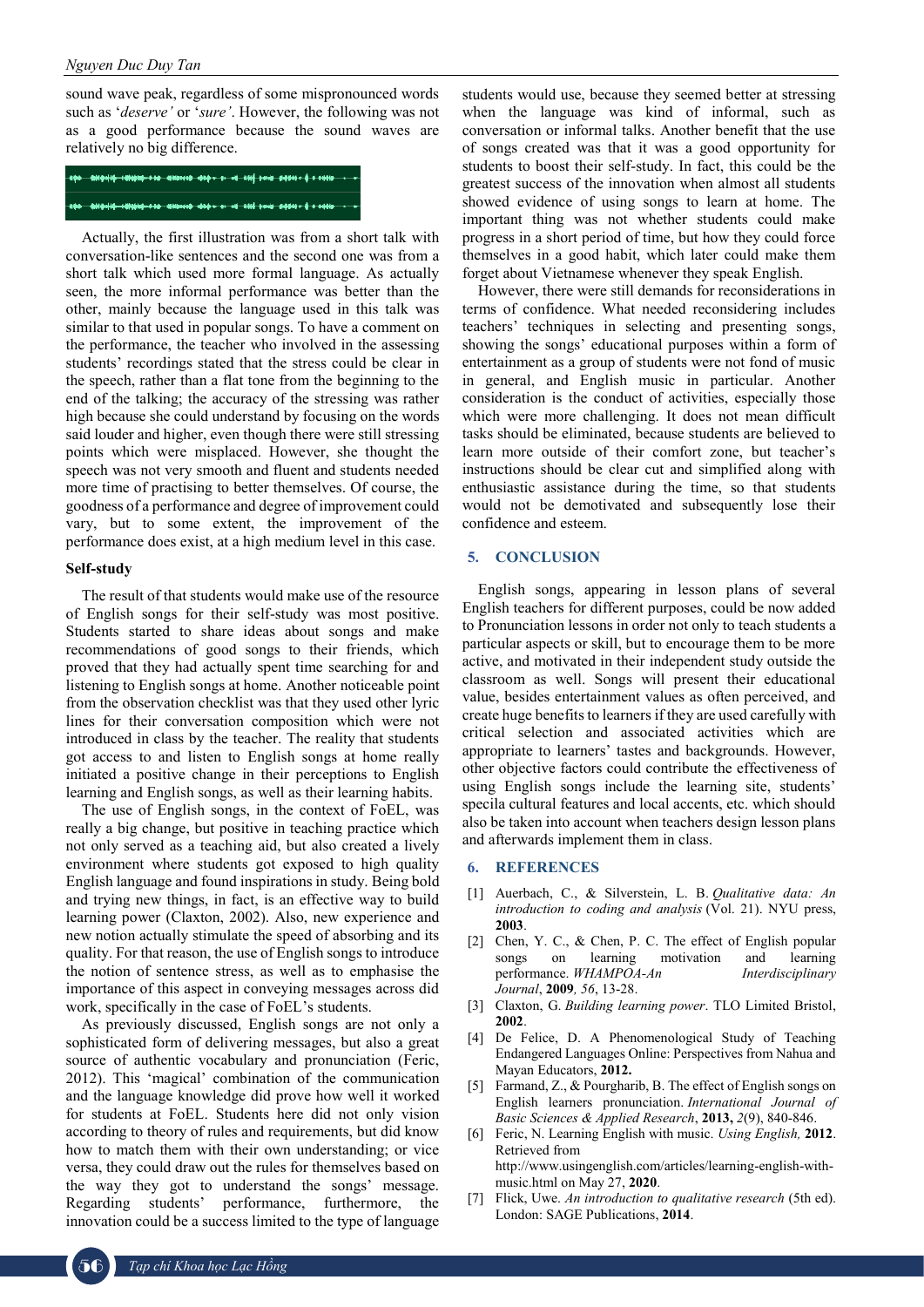sound wave peak, regardless of some mispronounced words such as '*deserve'* or '*sure'*. However, the following was not as a good performance because the sound waves are relatively no big difference.

Actually, the first illustration was from a short talk with conversation-like sentences and the second one was from a short talk which used more formal language. As actually seen, the more informal performance was better than the other, mainly because the language used in this talk was similar to that used in popular songs. To have a comment on the performance, the teacher who involved in the assessing students' recordings stated that the stress could be clear in the speech, rather than a flat tone from the beginning to the end of the talking; the accuracy of the stressing was rather high because she could understand by focusing on the words said louder and higher, even though there were still stressing points which were misplaced. However, she thought the speech was not very smooth and fluent and students needed more time of practising to better themselves. Of course, the goodness of a performance and degree of improvement could vary, but to some extent, the improvement of the performance does exist, at a high medium level in this case.

**Self-study**

The result of that students would make use of the resource of English songs for their self-study was most positive. Students started to share ideas about songs and make recommendations of good songs to their friends, which proved that they had actually spent time searching for and listening to English songs at home. Another noticeable point from the observation checklist was that they used other lyric lines for their conversation composition which were not introduced in class by the teacher. The reality that students got access to and listen to English songs at home really initiated a positive change in their perceptions to English learning and English songs, as well as their learning habits.

The use of English songs, in the context of FoEL, was really a big change, but positive in teaching practice which not only served as a teaching aid, but also created a lively environment where students got exposed to high quality English language and found inspirations in study. Being bold and trying new things, in fact, is an effective way to build learning power (Claxton, 2002). Also, new experience and new notion actually stimulate the speed of absorbing and its quality. For that reason, the use of English songs to introduce the notion of sentence stress, as well as to emphasise the importance of this aspect in conveying messages across did work, specifically in the case of FoEL's students.

As previously discussed, English songs are not only a sophisticated form of delivering messages, but also a great source of authentic vocabulary and pronunciation (Feric, 2012). This 'magical' combination of the communication and the language knowledge did prove how well it worked for students at FoEL. Students here did not only vision according to theory of rules and requirements, but did know how to match them with their own understanding; or vice versa, they could draw out the rules for themselves based on the way they got to understand the songs' message. Regarding students' performance, furthermore, the innovation could be a success limited to the type of language students would use, because they seemed better at stressing when the language was kind of informal, such as conversation or informal talks. Another benefit that the use of songs created was that it was a good opportunity for students to boost their self-study. In fact, this could be the greatest success of the innovation when almost all students showed evidence of using songs to learn at home. The important thing was not whether students could make progress in a short period of time, but how they could force themselves in a good habit, which later could make them forget about Vietnamese whenever they speak English.

However, there were still demands for reconsiderations in terms of confidence. What needed reconsidering includes teachers' techniques in selecting and presenting songs, showing the songs' educational purposes within a form of entertainment as a group of students were not fond of music in general, and English music in particular. Another consideration is the conduct of activities, especially those which were more challenging. It does not mean difficult tasks should be eliminated, because students are believed to learn more outside of their comfort zone, but teacher's instructions should be clear cut and simplified along with enthusiastic assistance during the time, so that students would not be demotivated and subsequently lose their confidence and esteem.

## 5. CONCLUSION

English songs, appearing in lesson plans of several English teachers for different purposes, could be now added to Pronunciation lessons in order not only to teach students a particular aspects or skill, but to encourage them to be more active, and motivated in their independent study outside the classroom as well. Songs will present their educational value, besides entertainment values as often perceived, and create huge benefits to learners if they are used carefully with critical selection and associated activities which are appropriate to learners' tastes and backgrounds. However, other objective factors could contribute the effectiveness of using English songs include the learning site, students' specila cultural features and local accents, etc. which should also be taken into account when teachers design lesson plans and afterwards implement them in class.

## 6. REFERENCES

[1] Auerbach, C., & Silverstein, L. B. *Qualitative data: An introduction to coding and analysis* (Vol. 21). NYU press, **2003**.

[2] Chen, Y. C., & Chen, P. C. The effect of English popular songs on learning motivation and learning performance. *WHAMPOA-An Interdisciplinary Journal*, **2009***, 56*, 13-28.

[3] Claxton, G. *Building learning power*. TLO Limited Bristol, **2002**.

[4] De Felice, D. A Phenomenological Study of Teaching Endangered Languages Online: Perspectives from Nahua and Mayan Educators, **2012.**

[5] Farmand, Z., & Pourgharib, B. The effect of English songs on English learners pronunciation. *International Journal of Basic Sciences & Applied Research*, **2013,** *2*(9), 840-846.

[6] Feric, N. Learning English with music. *Using English,* **2012**. Retrieved from http://www.usingenglish.com/articles/learning-english-with-music.html on May 27, **2020**.

[7] Flick, Uwe. *An introduction to qualitative research* (5th ed). London: SAGE Publications, **2014**.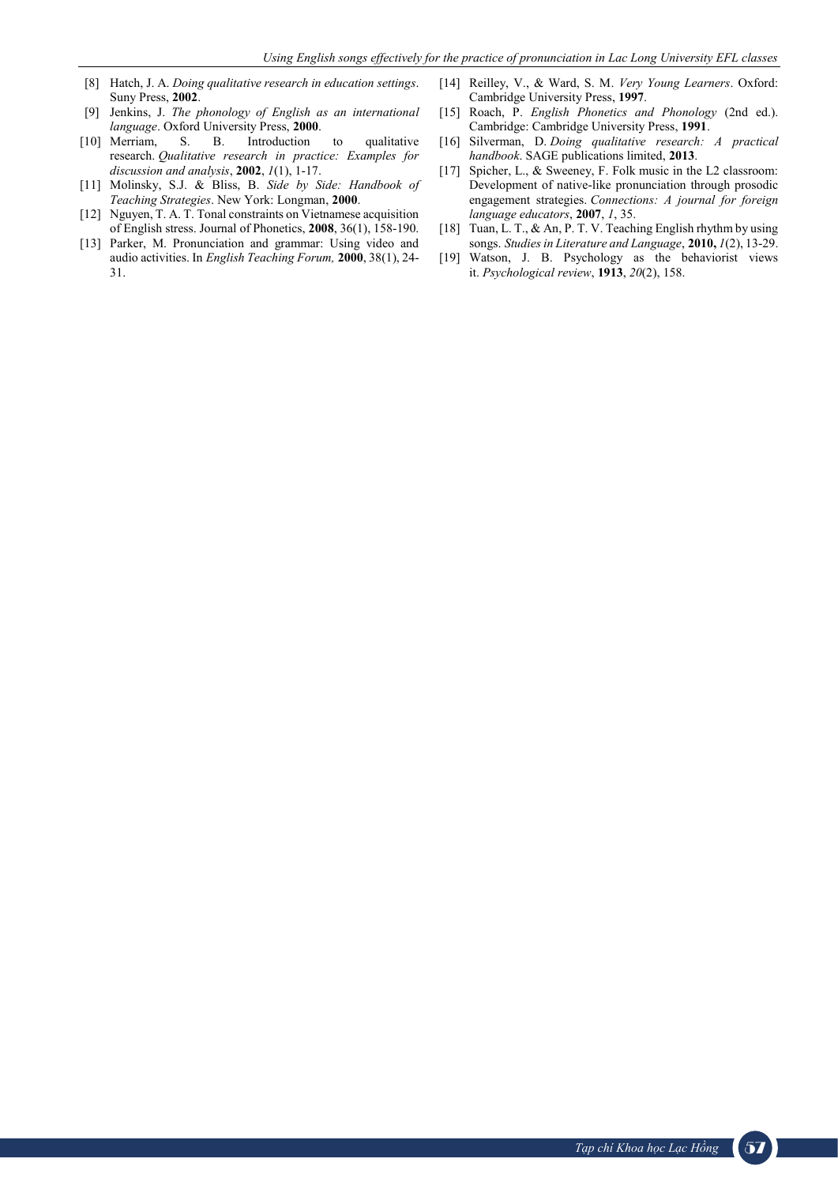[8] Hatch, J. A. *Doing qualitative research in education settings*. Suny Press, **2002**.

[9] Jenkins, J. *The phonology of English as an international language*. Oxford University Press, **2000**.

[10] Merriam, S. B. Introduction to qualitative research. *Qualitative research in practice: Examples for discussion and analysis*, **2002**, *1*(1), 1-17.

[11] Molinsky, S.J. & Bliss, B. *Side by Side: Handbook of Teaching Strategies*. New York: Longman, **2000**.

[12] Nguyen, T. A. T. Tonal constraints on Vietnamese acquisition of English stress. Journal of Phonetics, **2008**, 36(1), 158-190.

[13] Parker, M. Pronunciation and grammar: Using video and audio activities. In *English Teaching Forum,* **2000**, 38(1), 24-31.

[14] Reilley, V., & Ward, S. M. *Very Young Learners*. Oxford: Cambridge University Press, **1997**.

[15] Roach, P. *English Phonetics and Phonology* (2nd ed.). Cambridge: Cambridge University Press, **1991**.

[16] Silverman, D. *Doing qualitative research: A practical handbook*. SAGE publications limited, **2013**.

[17] Spicher, L., & Sweeney, F. Folk music in the L2 classroom: Development of native-like pronunciation through prosodic engagement strategies. *Connections: A journal for foreign language educators*, **2007**, *1*, 35.

[18] Tuan, L. T., & An, P. T. V. Teaching English rhythm by using songs. *Studies in Literature and Language*, **2010,** *1*(2), 13-29.

[19] Watson, J. B. Psychology as the behaviorist views it. *Psychological review*, **1913**, *20*(2), 158.